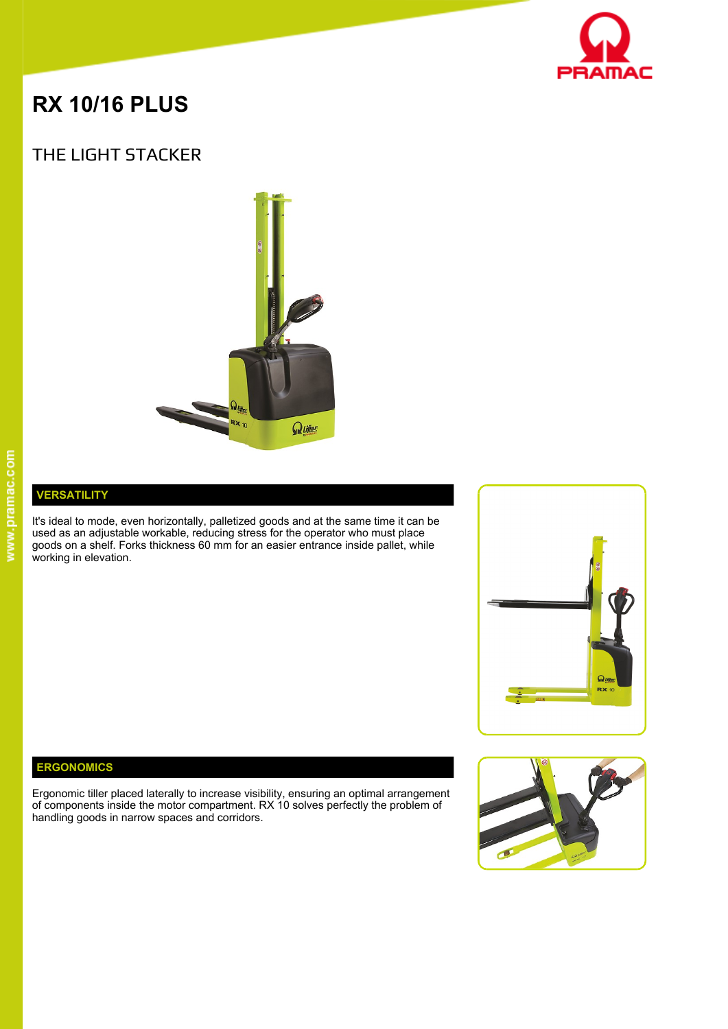# RX 10/16 PLUS

## THE LIGHT STACKER

### VERSATILITY

It's ideal to mode, even horizontally, palletized goods and at the same time it can be used as an adjustable workable, reducing stress for the operator who must place goods on a shelf. Forks thickness 60 mm for an easier entrance inside pallet, while working in elevation.

### ERGONOMICS

Ergonomic tiller placed laterally to increase visibility, ensuring an optimal arrangement of components inside the motor compartment. RX 10 solves perfectly the problem of handling goods in narrow spaces and corridors.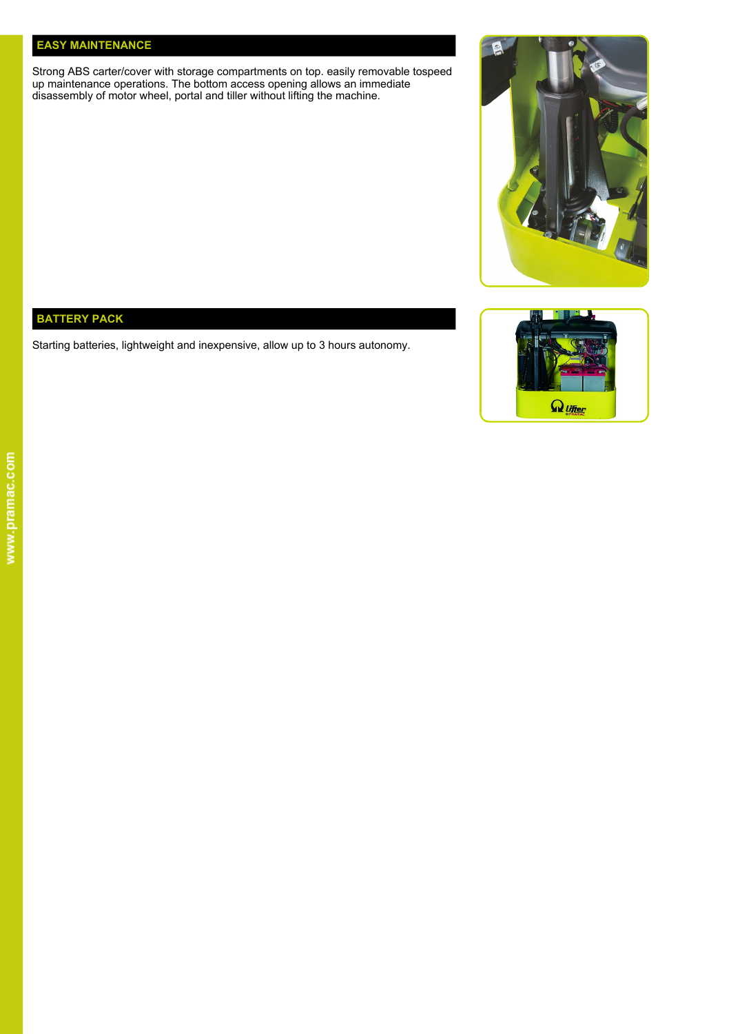## EASY MAINTENANCE

Strong ABS carter/cover with storage compartments on top. easily removable tospeed up maintenance operations. The bottom access opening allows an immediate disassembly of motor wheel, portal and tiller without lifting the machine.

## BATTERY PACK

Starting batteries, lightweight and inexpensive, allow up to 3 hours autonomy.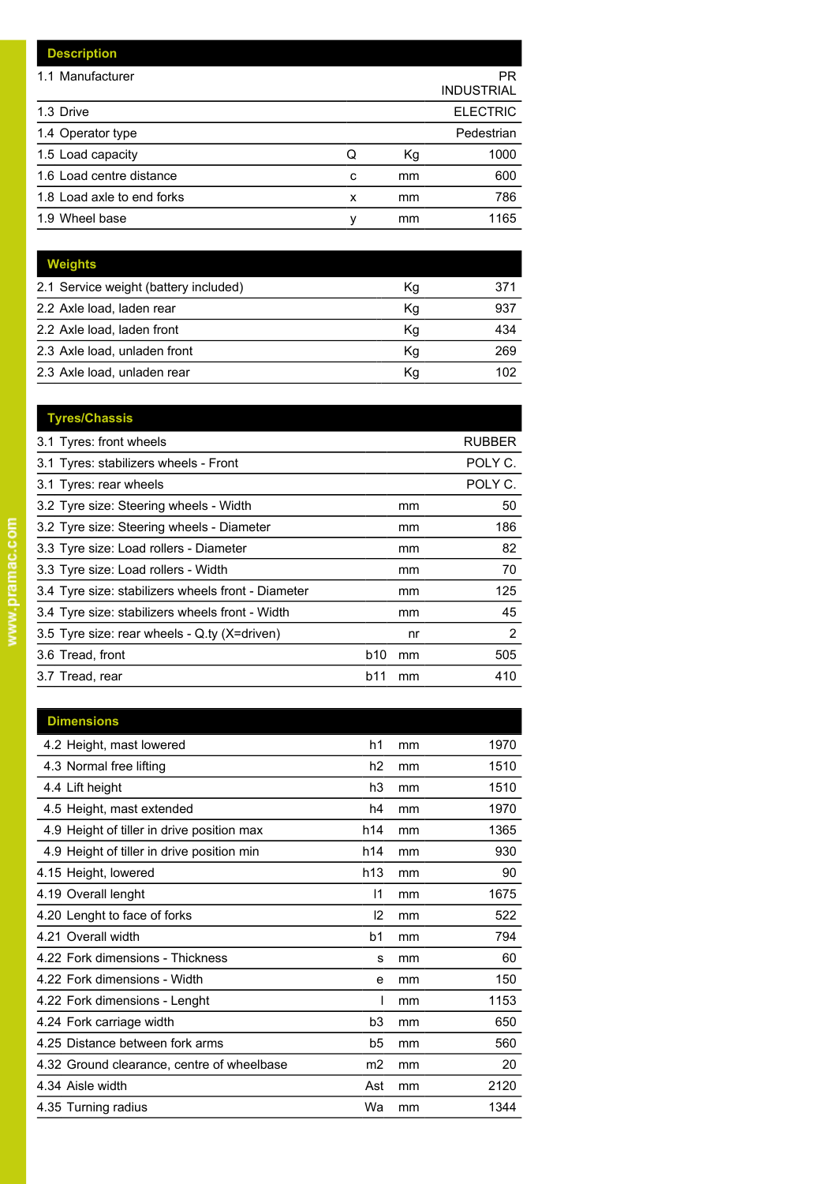| Description | | | |
|---|---|---|---|
| 1.1 Manufacturer | | | PR INDUSTRIAL |
| 1.3 Drive | | | ELECTRIC |
| 1.4 Operator type | | | Pedestrian |
| 1.5 Load capacity | Q | Kg | 1000 |
| 1.6 Load centre distance | c | mm | 600 |
| 1.8 Load axle to end forks | x | mm | 786 |
| 1.9 Wheel base | y | mm | 1165 |

| Weights | | |
|---|---|---|
| 2.1 Service weight (battery included) | Kg | 371 |
| 2.2 Axle load, laden rear | Kg | 937 |
| 2.2 Axle load, laden front | Kg | 434 |
| 2.3 Axle load, unladen front | Kg | 269 |
| 2.3 Axle load, unladen rear | Kg | 102 |

| Tyres/Chassis | | | |
|---|---|---|---|
| 3.1 Tyres: front wheels | | | RUBBER |
| 3.1 Tyres: stabilizers wheels - Front | | | POLY C. |
| 3.1 Tyres: rear wheels | | | POLY C. |
| 3.2 Tyre size: Steering wheels - Width | | mm | 50 |
| 3.2 Tyre size: Steering wheels - Diameter | | mm | 186 |
| 3.3 Tyre size: Load rollers - Diameter | | mm | 82 |
| 3.3 Tyre size: Load rollers - Width | | mm | 70 |
| 3.4 Tyre size: stabilizers wheels front - Diameter | | mm | 125 |
| 3.4 Tyre size: stabilizers wheels front - Width | | mm | 45 |
| 3.5 Tyre size: rear wheels - Q.ty (X=driven) | | nr | 2 |
| 3.6 Tread, front | b10 | mm | 505 |
| 3.7 Tread, rear | b11 | mm | 410 |

| Dimensions | | | |
|---|---|---|---|
| 4.2 Height, mast lowered | h1 | mm | 1970 |
| 4.3 Normal free lifting | h2 | mm | 1510 |
| 4.4 Lift height | h3 | mm | 1510 |
| 4.5 Height, mast extended | h4 | mm | 1970 |
| 4.9 Height of tiller in drive position max | h14 | mm | 1365 |
| 4.9 Height of tiller in drive position min | h14 | mm | 930 |
| 4.15 Height, lowered | h13 | mm | 90 |
| 4.19 Overall lenght | l1 | mm | 1675 |
| 4.20 Lenght to face of forks | l2 | mm | 522 |
| 4.21 Overall width | b1 | mm | 794 |
| 4.22 Fork dimensions - Thickness | s | mm | 60 |
| 4.22 Fork dimensions - Width | e | mm | 150 |
| 4.22 Fork dimensions - Lenght | l | mm | 1153 |
| 4.24 Fork carriage width | b3 | mm | 650 |
| 4.25 Distance between fork arms | b5 | mm | 560 |
| 4.32 Ground clearance, centre of wheelbase | m2 | mm | 20 |
| 4.34 Aisle width | Ast | mm | 2120 |
| 4.35 Turning radius | Wa | mm | 1344 |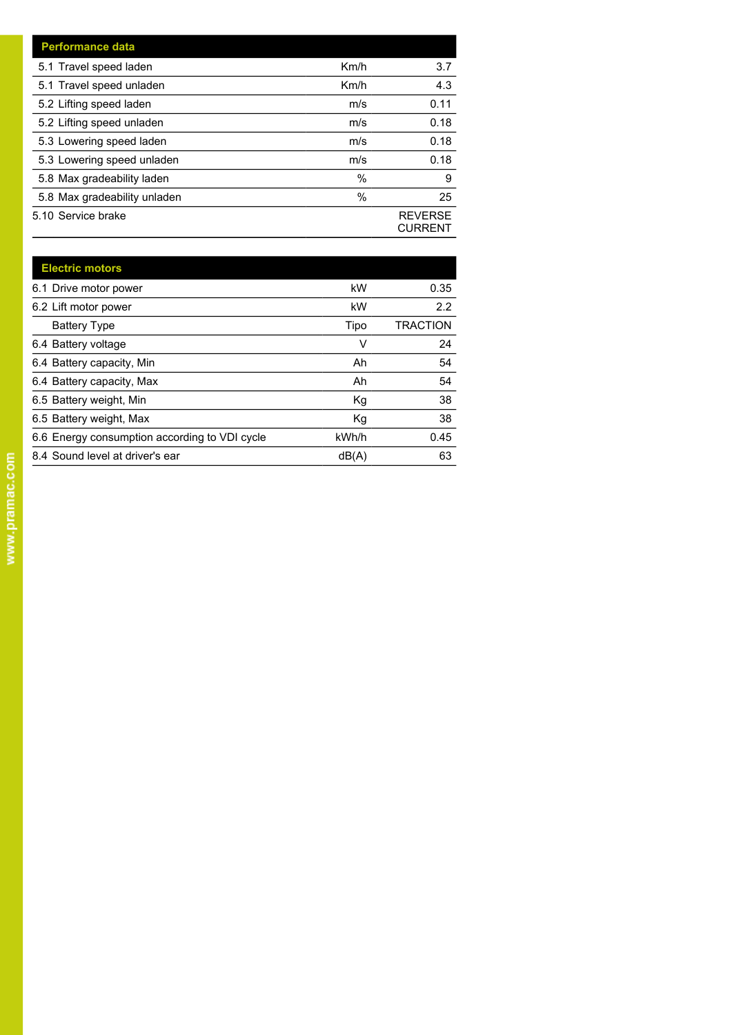| Performance data | | |
|---|---|---|
| 5.1 Travel speed laden | Km/h | 3.7 |
| 5.1 Travel speed unladen | Km/h | 4.3 |
| 5.2 Lifting speed laden | m/s | 0.11 |
| 5.2 Lifting speed unladen | m/s | 0.18 |
| 5.3 Lowering speed laden | m/s | 0.18 |
| 5.3 Lowering speed unladen | m/s | 0.18 |
| 5.8 Max gradeability laden | % | 9 |
| 5.8 Max gradeability unladen | % | 25 |
| 5.10 Service brake | | REVERSE CURRENT |

| Electric motors | | |
|---|---|---|
| 6.1 Drive motor power | kW | 0.35 |
| 6.2 Lift motor power | kW | 2.2 |
| Battery Type | Tipo | TRACTION |
| 6.4 Battery voltage | V | 24 |
| 6.4 Battery capacity, Min | Ah | 54 |
| 6.4 Battery capacity, Max | Ah | 54 |
| 6.5 Battery weight, Min | Kg | 38 |
| 6.5 Battery weight, Max | Kg | 38 |
| 6.6 Energy consumption according to VDI cycle | kWh/h | 0.45 |
| 8.4 Sound level at driver's ear | dB(A) | 63 |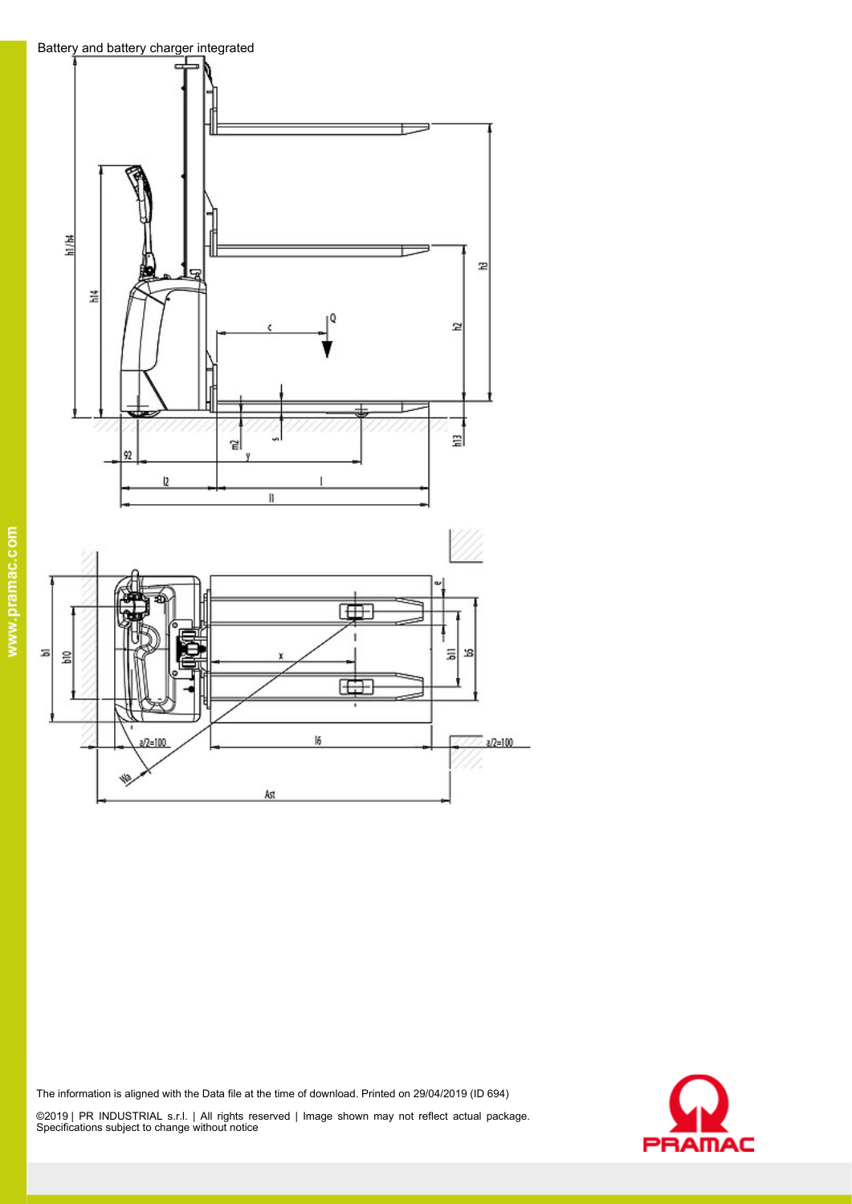Battery and battery charger integrated

h1/h4

h14

h3

h2

c

Q

m2

s

h13

92

y

l2

l

l1

e

b1

b10

b11

b5

x

a/2=100

l6

a/2=100

Wa

Ast

The information is aligned with the Data file at the time of download. Printed on 29/04/2019 (ID 694)

©2019 | PR INDUSTRIAL s.r.l. | All rights reserved | Image shown may not reflect actual package.
Specifications subject to change without notice